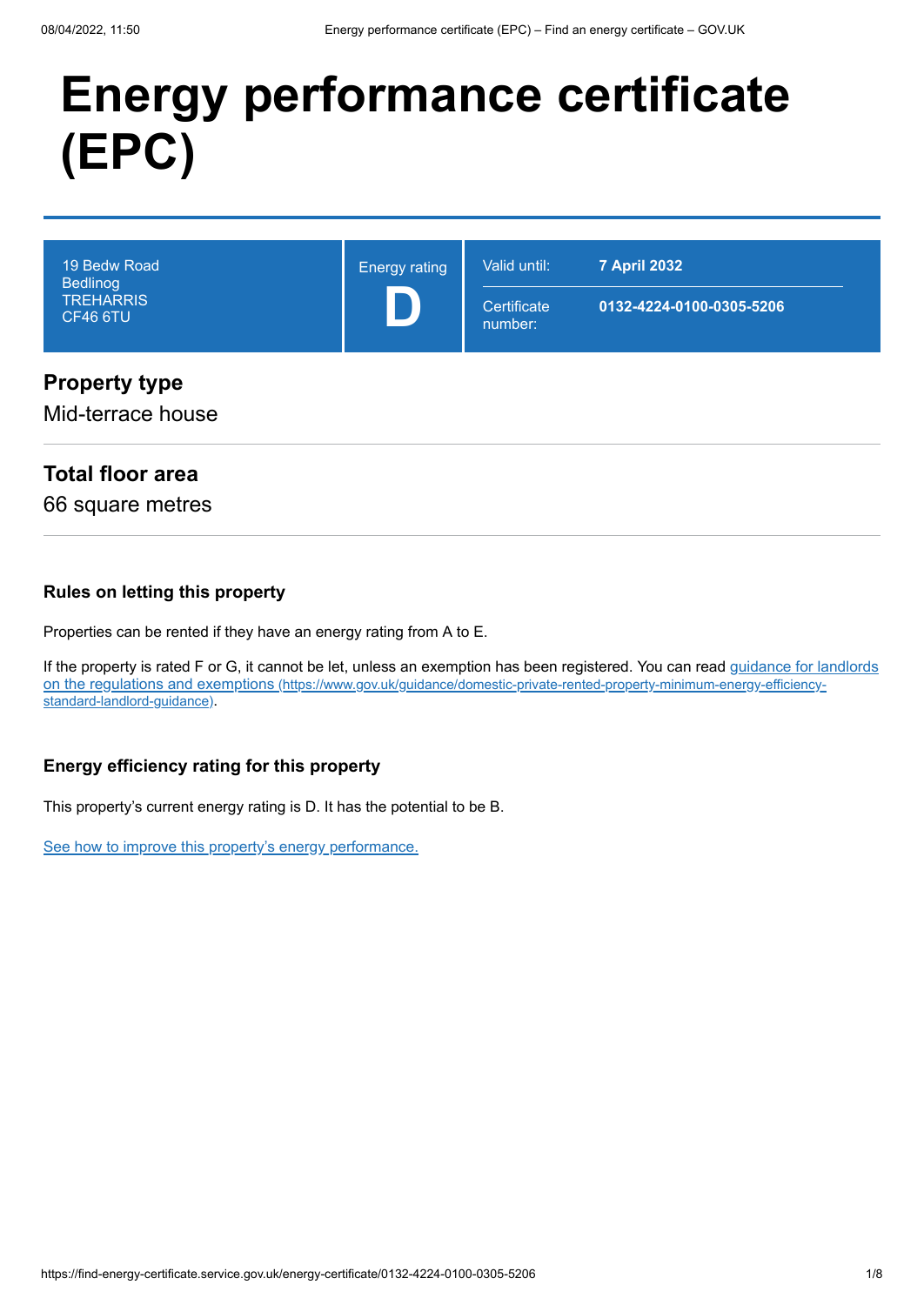# Energy performance certificate (EPC)

| 19 Bedw Road Bedlinog TREHARRIS CF46 6TU | Energy rating **D** | Valid until: **7 April 2032** |
| --- | --- | --- |
| | | Certificate number: **0132-4224-0100-0305-5206** |

## Property type

Mid-terrace house

## Total floor area

66 square metres

### Rules on letting this property

Properties can be rented if they have an energy rating from A to E.

If the property is rated F or G, it cannot be let, unless an exemption has been registered. You can read [guidance for landlords on the regulations and exemptions](https://www.gov.uk/guidance/domestic-private-rented-property-minimum-energy-efficiency-standard-landlord-guidance) (https://www.gov.uk/guidance/domestic-private-rented-property-minimum-energy-efficiency-standard-landlord-guidance).

### Energy efficiency rating for this property

This property's current energy rating is D. It has the potential to be B.

See how to improve this property's energy performance.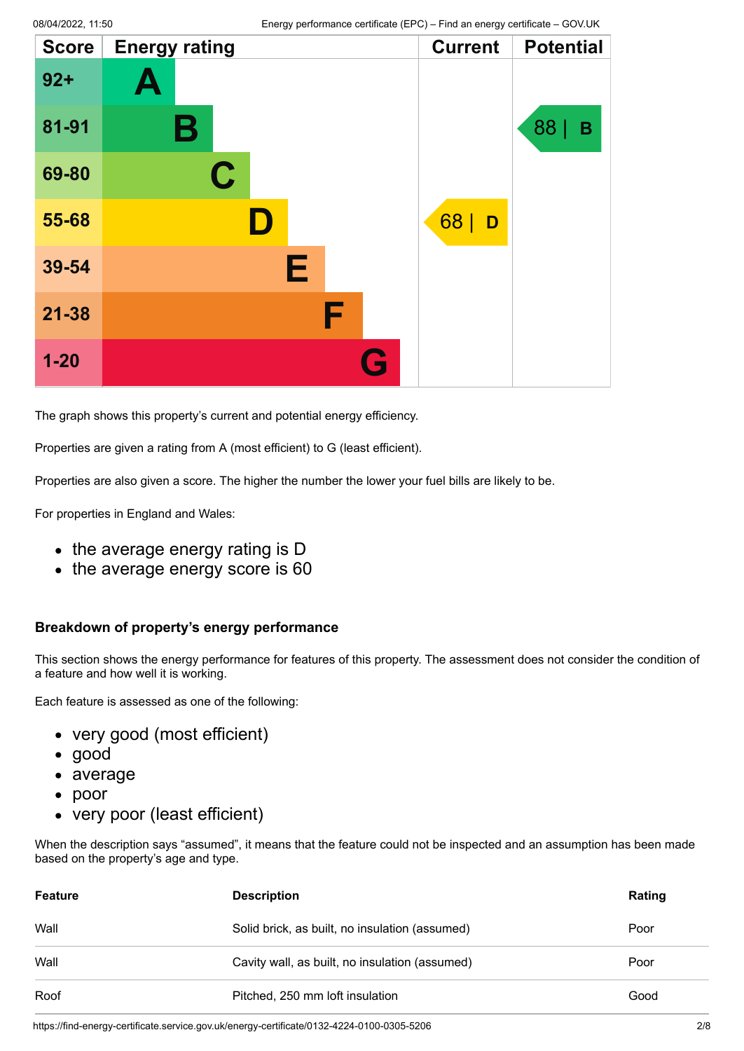| Score | Energy rating | Current | Potential |
|---|---|---|---|
| 92+ | A | | |
| 81-91 | B | | 88 \| B |
| 69-80 | C | | |
| 55-68 | D | 68 \| D | |
| 39-54 | E | | |
| 21-38 | F | | |
| 1-20 | G | | |

The graph shows this property's current and potential energy efficiency.

Properties are given a rating from A (most efficient) to G (least efficient).

Properties are also given a score. The higher the number the lower your fuel bills are likely to be.

For properties in England and Wales:

- the average energy rating is D
- the average energy score is 60

### Breakdown of property's energy performance

This section shows the energy performance for features of this property. The assessment does not consider the condition of a feature and how well it is working.

Each feature is assessed as one of the following:

- very good (most efficient)
- good
- average
- poor
- very poor (least efficient)

When the description says "assumed", it means that the feature could not be inspected and an assumption has been made based on the property's age and type.

| Feature | Description | Rating |
|---|---|---|
| Wall | Solid brick, as built, no insulation (assumed) | Poor |
| Wall | Cavity wall, as built, no insulation (assumed) | Poor |
| Roof | Pitched, 250 mm loft insulation | Good |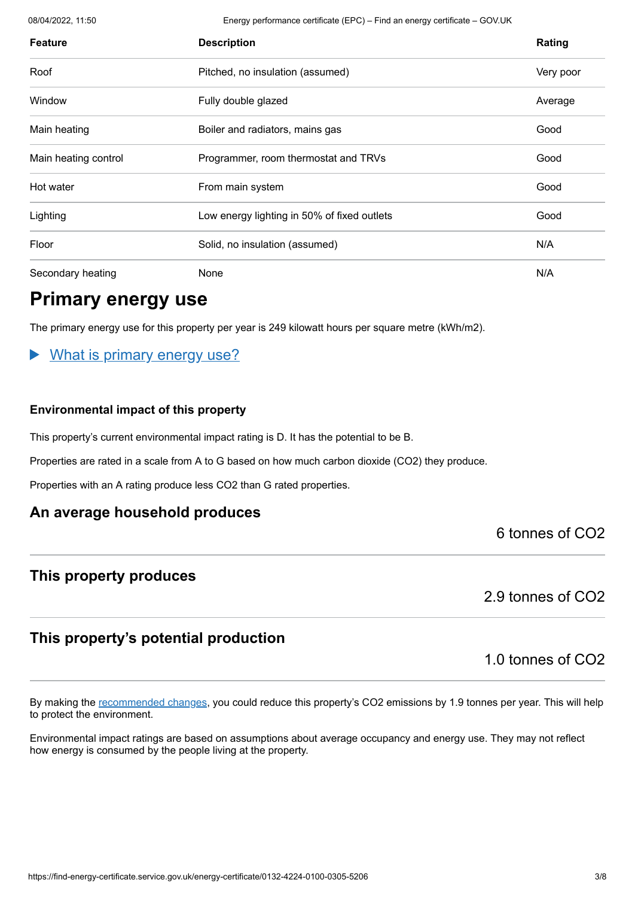| Feature | Description | Rating |
| --- | --- | --- |
| Roof | Pitched, no insulation (assumed) | Very poor |
| Window | Fully double glazed | Average |
| Main heating | Boiler and radiators, mains gas | Good |
| Main heating control | Programmer, room thermostat and TRVs | Good |
| Hot water | From main system | Good |
| Lighting | Low energy lighting in 50% of fixed outlets | Good |
| Floor | Solid, no insulation (assumed) | N/A |
| Secondary heating | None | N/A |

# Primary energy use

The primary energy use for this property per year is 249 kilowatt hours per square metre (kWh/m2).

▶ What is primary energy use?

### Environmental impact of this property

This property's current environmental impact rating is D. It has the potential to be B.

Properties are rated in a scale from A to G based on how much carbon dioxide ($CO_2$) they produce.

Properties with an A rating produce less $CO_2$ than G rated properties.

## An average household produces

6 tonnes of $CO_2$

## This property produces

2.9 tonnes of $CO_2$

## This property's potential production

1.0 tonnes of $CO_2$

By making the recommended changes, you could reduce this property's $CO_2$ emissions by 1.9 tonnes per year. This will help to protect the environment.

Environmental impact ratings are based on assumptions about average occupancy and energy use. They may not reflect how energy is consumed by the people living at the property.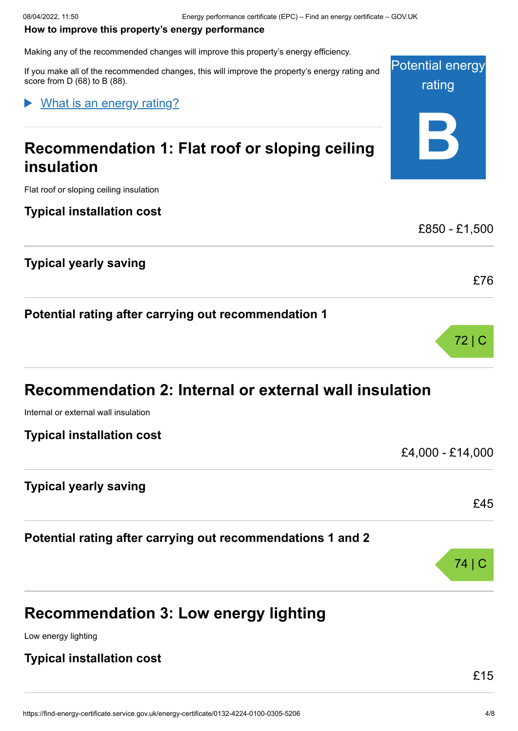**How to improve this property's energy performance**

Making any of the recommended changes will improve this property's energy efficiency.

If you make all of the recommended changes, this will improve the property's energy rating and score from D (68) to B (88).

Potential energy rating

**B**

▶ What is an energy rating?

## Recommendation 1: Flat roof or sloping ceiling insulation

Flat roof or sloping ceiling insulation

**Typical installation cost**

£850 - £1,500

**Typical yearly saving**

£76

**Potential rating after carrying out recommendation 1**

72 | C

## Recommendation 2: Internal or external wall insulation

Internal or external wall insulation

**Typical installation cost**

£4,000 - £14,000

**Typical yearly saving**

£45

**Potential rating after carrying out recommendations 1 and 2**

74 | C

## Recommendation 3: Low energy lighting

Low energy lighting

**Typical installation cost**

£15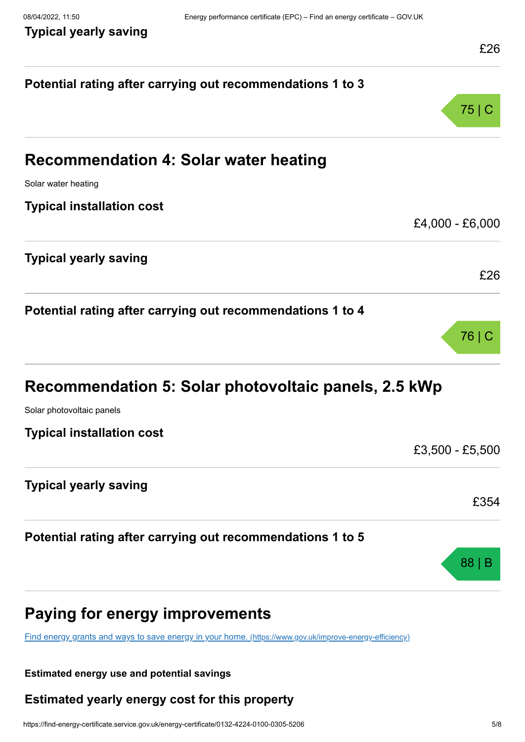**Typical yearly saving**

£26

**Potential rating after carrying out recommendations 1 to 3**

75 | C

## Recommendation 4: Solar water heating

Solar water heating

**Typical installation cost**

£4,000 - £6,000

**Typical yearly saving**

£26

**Potential rating after carrying out recommendations 1 to 4**

76 | C

## Recommendation 5: Solar photovoltaic panels, 2.5 kWp

Solar photovoltaic panels

**Typical installation cost**

£3,500 - £5,500

**Typical yearly saving**

£354

**Potential rating after carrying out recommendations 1 to 5**

88 | B

## Paying for energy improvements

[Find energy grants and ways to save energy in your home. (https://www.gov.uk/improve-energy-efficiency)](https://www.gov.uk/improve-energy-efficiency)

**Estimated energy use and potential savings**

### Estimated yearly energy cost for this property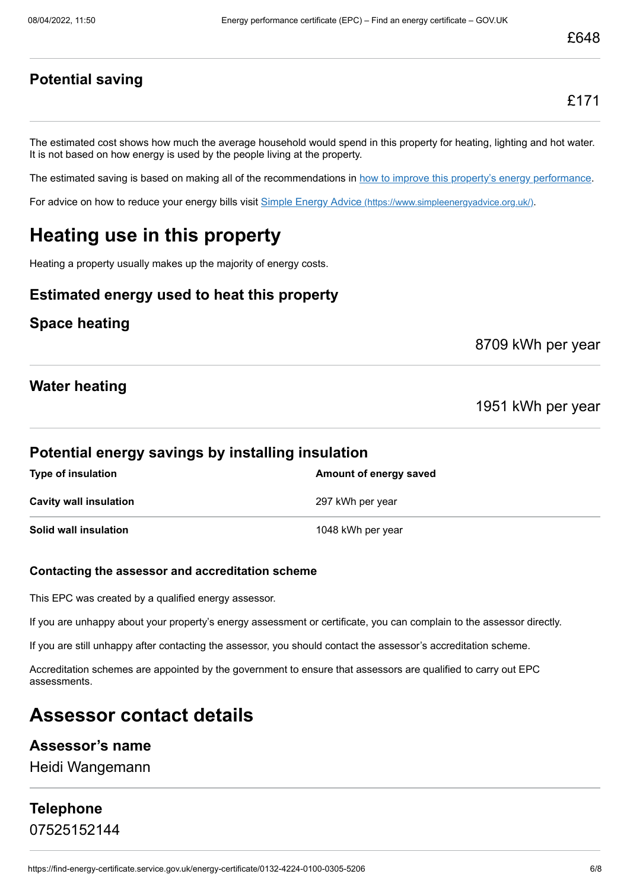£648

### Potential saving

£171

The estimated cost shows how much the average household would spend in this property for heating, lighting and hot water. It is not based on how energy is used by the people living at the property.

The estimated saving is based on making all of the recommendations in how to improve this property's energy performance.

For advice on how to reduce your energy bills visit Simple Energy Advice (https://www.simpleenergyadvice.org.uk/).

# Heating use in this property

Heating a property usually makes up the majority of energy costs.

### Estimated energy used to heat this property

### Space heating

8709 kWh per year

### Water heating

1951 kWh per year

### Potential energy savings by installing insulation

| Type of insulation | Amount of energy saved |
| --- | --- |
| **Cavity wall insulation** | 297 kWh per year |
| **Solid wall insulation** | 1048 kWh per year |

#### Contacting the assessor and accreditation scheme

This EPC was created by a qualified energy assessor.

If you are unhappy about your property's energy assessment or certificate, you can complain to the assessor directly.

If you are still unhappy after contacting the assessor, you should contact the assessor's accreditation scheme.

Accreditation schemes are appointed by the government to ensure that assessors are qualified to carry out EPC assessments.

# Assessor contact details

### Assessor's name

Heidi Wangemann

### Telephone

07525152144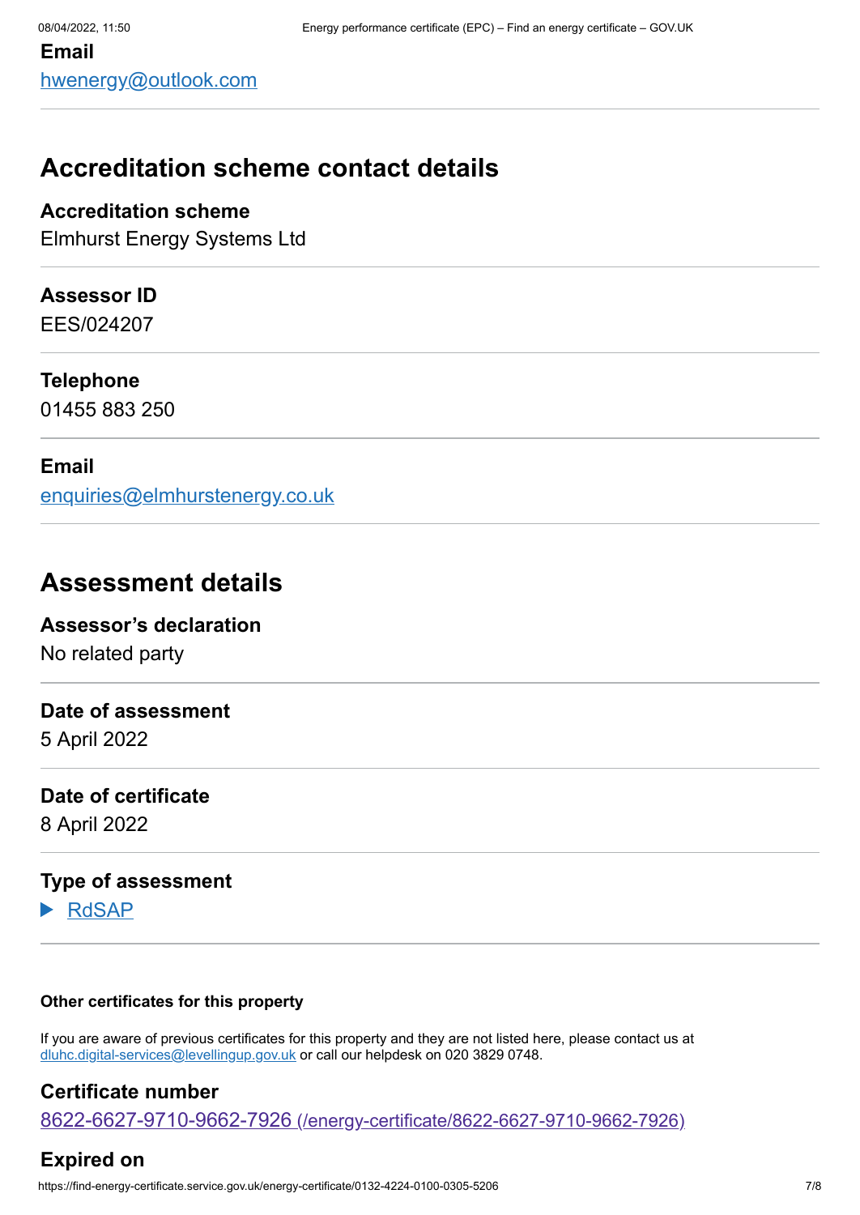**Email**

[hwenergy@outlook.com](mailto:hwenergy@outlook.com)

## Accreditation scheme contact details

**Accreditation scheme**

Elmhurst Energy Systems Ltd

**Assessor ID**

EES/024207

**Telephone**

01455 883 250

**Email**

[enquiries@elmhurstenergy.co.uk](mailto:enquiries@elmhurstenergy.co.uk)

## Assessment details

**Assessor's declaration**

No related party

**Date of assessment**

5 April 2022

**Date of certificate**

8 April 2022

**Type of assessment**

▶ RdSAP

**Other certificates for this property**

If you are aware of previous certificates for this property and they are not listed here, please contact us at [dluhc.digital-services@levellingup.gov.uk](mailto:dluhc.digital-services@levellingup.gov.uk) or call our helpdesk on 020 3829 0748.

**Certificate number**

[8622-6627-9710-9662-7926 (/energy-certificate/8622-6627-9710-9662-7926)](/energy-certificate/8622-6627-9710-9662-7926)

**Expired on**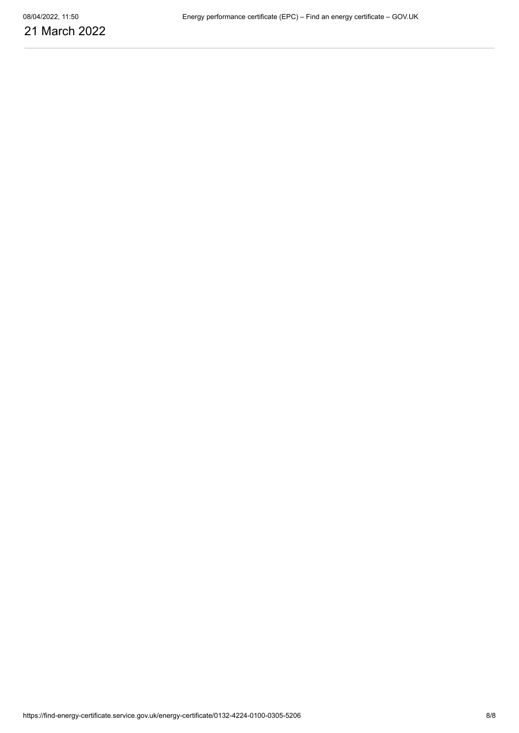21 March 2022